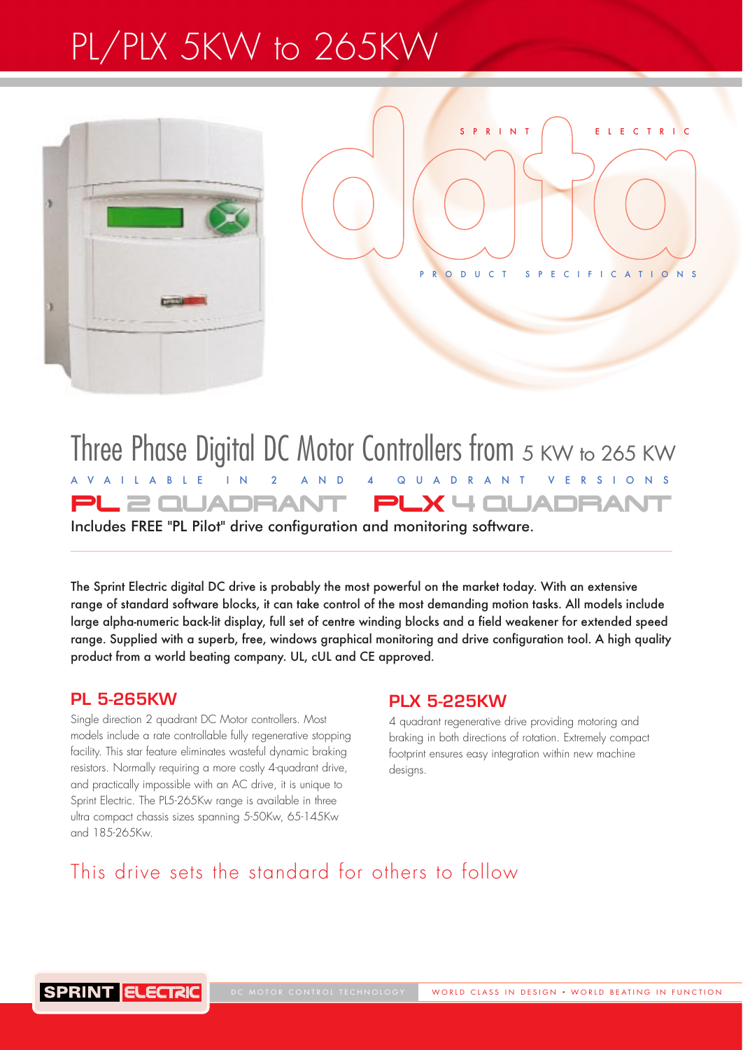# PL/PLX 5KW to 265KW

SPRINT ELECTRIC

data

PRODUCT SPECIFICATIONS

## Three Phase Digital DC Motor Controllers from 5 KW to 265 KW

AVAILABLE IN 2 AND 4 QUADRANT VERSIONS

**PL 2 QUADRANT PLX 4 QUADRANT**

Includes FREE "PL Pilot" drive configuration and monitoring software.

**The Sprint Electric digital DC drive is probably the most powerful on the market today. With an extensive range of standard software blocks, it can take control of the most demanding motion tasks. All models include large alpha-numeric back-lit display, full set of centre winding blocks and a field weakener for extended speed range. Supplied with a superb, free, windows graphical monitoring and drive configuration tool. A high quality product from a world beating company. UL, cUL and CE approved.**

### PL 5-265KW

Single direction 2 quadrant DC Motor controllers. Most models include a rate controllable fully regenerative stopping facility. This star feature eliminates wasteful dynamic braking resistors. Normally requiring a more costly 4-quadrant drive, and practically impossible with an AC drive, it is unique to Sprint Electric. The PL5-265Kw range is available in three ultra compact chassis sizes spanning 5-50Kw, 65-145Kw and 185-265Kw.

### PLX 5-225KW

4 quadrant regenerative drive providing motoring and braking in both directions of rotation. Extremely compact footprint ensures easy integration within new machine designs.

## This drive sets the standard for others to follow

SPRINT ELECTRIC DC MOTOR CONTROL TECHNOLOGY WORLD CLASS IN DESIGN • WORLD BEATING IN FUNCTION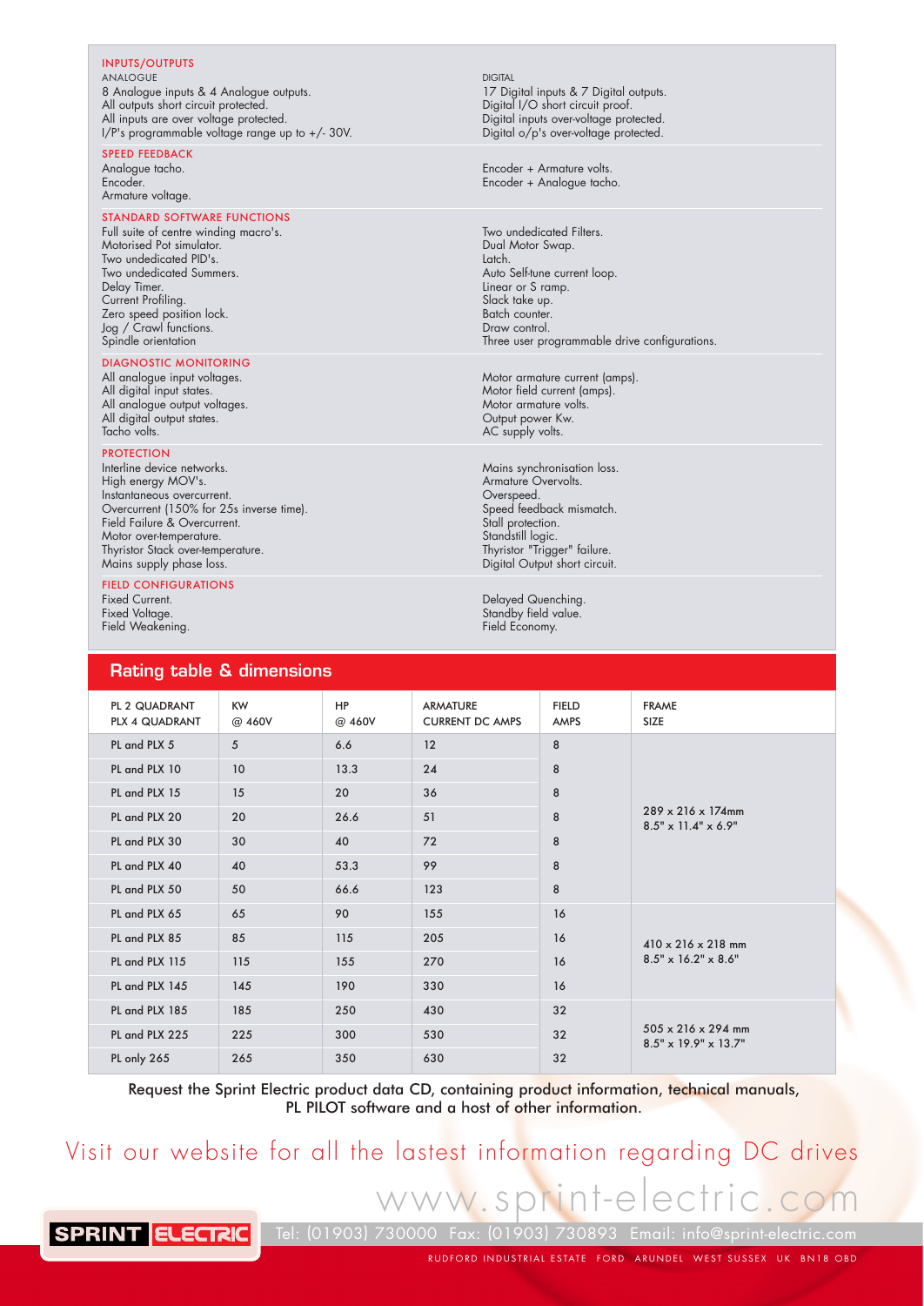## INPUTS/OUTPUTS

ANALOGUE

8 Analogue inputs & 4 Analogue outputs.
All outputs short circuit protected.
All inputs are over voltage protected.
I/P's programmable voltage range up to +/- 30V.

DIGITAL

17 Digital inputs & 7 Digital outputs.
Digital I/O short circuit proof.
Digital inputs over-voltage protected.
Digital o/p's over-voltage protected.

## SPEED FEEDBACK

Analogue tacho.
Encoder.
Armature voltage.
Encoder + Armature volts.
Encoder + Analogue tacho.

## STANDARD SOFTWARE FUNCTIONS

Full suite of centre winding macro's.
Motorised Pot simulator.
Two undedicated PID's.
Two undedicated Summers.
Delay Timer.
Current Profiling.
Zero speed position lock.
Jog / Crawl functions.
Spindle orientation
Two undedicated Filters.
Dual Motor Swap.
Latch.
Auto Self-tune current loop.
Linear or S ramp.
Slack take up.
Batch counter.
Draw control.
Three user programmable drive configurations.

## DIAGNOSTIC MONITORING

All analogue input voltages.
All digital input states.
All analogue output voltages.
All digital output states.
Tacho volts.
Motor armature current (amps).
Motor field current (amps).
Motor armature volts.
Output power Kw.
AC supply volts.

## PROTECTION

Interline device networks.
High energy MOV's.
Instantaneous overcurrent.
Overcurrent (150% for 25s inverse time).
Field Failure & Overcurrent.
Motor over-temperature.
Thyristor Stack over-temperature.
Mains supply phase loss.
Mains synchronisation loss.
Armature Overvolts.
Overspeed.
Speed feedback mismatch.
Stall protection.
Standstill logic.
Thyristor "Trigger" failure.
Digital Output short circuit.

## FIELD CONFIGURATIONS

Fixed Current.
Fixed Voltage.
Field Weakening.
Delayed Quenching.
Standby field value.
Field Economy.

## Rating table & dimensions

| PL 2 QUADRANT PLX 4 QUADRANT | KW @ 460V | HP @ 460V | ARMATURE CURRENT DC AMPS | FIELD AMPS | FRAME SIZE |
|---|---|---|---|---|---|
| PL and PLX 5 | 5 | 6.6 | 12 | 8 | 289 x 216 x 174mm 8.5" x 11.4" x 6.9" |
| PL and PLX 10 | 10 | 13.3 | 24 | 8 | |
| PL and PLX 15 | 15 | 20 | 36 | 8 | |
| PL and PLX 20 | 20 | 26.6 | 51 | 8 | |
| PL and PLX 30 | 30 | 40 | 72 | 8 | |
| PL and PLX 40 | 40 | 53.3 | 99 | 8 | |
| PL and PLX 50 | 50 | 66.6 | 123 | 8 | |
| PL and PLX 65 | 65 | 90 | 155 | 16 | 410 x 216 x 218 mm 8.5" x 16.2" x 8.6" |
| PL and PLX 85 | 85 | 115 | 205 | 16 | |
| PL and PLX 115 | 115 | 155 | 270 | 16 | |
| PL and PLX 145 | 145 | 190 | 330 | 16 | |
| PL and PLX 185 | 185 | 250 | 430 | 32 | 505 x 216 x 294 mm 8.5" x 19.9" x 13.7" |
| PL and PLX 225 | 225 | 300 | 530 | 32 | |
| PL only 265 | 265 | 350 | 630 | 32 | |

Request the Sprint Electric product data CD, containing product information, technical manuals, PL PILOT software and a host of other information.

Visit our website for all the lastest information regarding DC drives

www.sprint-electric.com

SPRINT ELECTRIC

Tel: (01903) 730000 Fax: (01903) 730893 Email: info@sprint-electric.com

RUDFORD INDUSTRIAL ESTATE FORD ARUNDEL WEST SUSSEX UK BN18 0BD